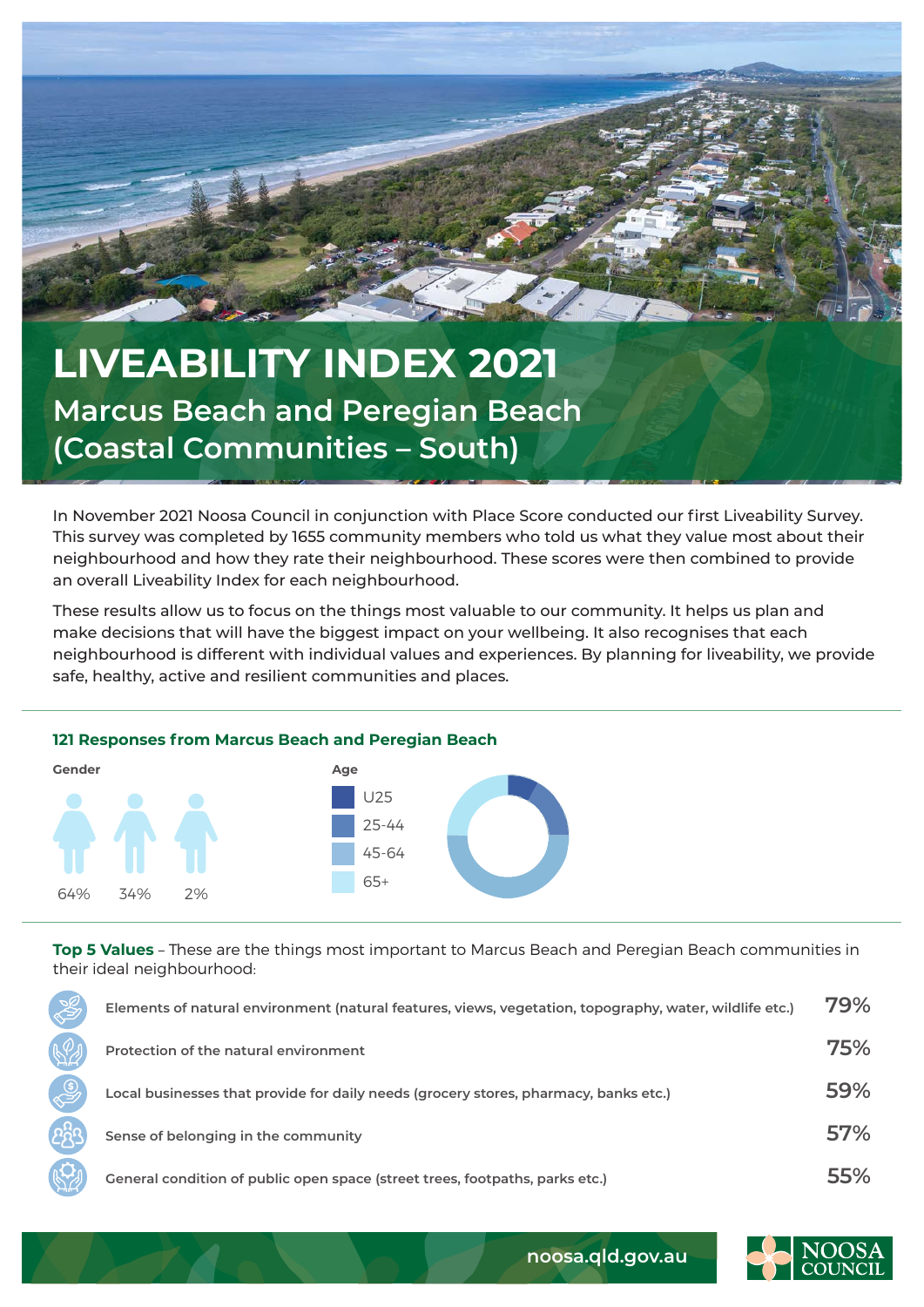# LIVEABILITY INDEX 2021

## Marcus Beach and Peregian Beach (Coastal Communities – South)

In November 2021 Noosa Council in conjunction with Place Score conducted our first Liveability Survey. This survey was completed by 1655 community members who told us what they value most about their neighbourhood and how they rate their neighbourhood. These scores were then combined to provide an overall Liveability Index for each neighbourhood.

These results allow us to focus on the things most valuable to our community. It helps us plan and make decisions that will have the biggest impact on your wellbeing. It also recognises that each neighbourhood is different with individual values and experiences. By planning for liveability, we provide safe, healthy, active and resilient communities and places.

### 121 Responses from Marcus Beach and Peregian Beach

**Gender**

64% 34% 2%

**Age**

- U25
- 25-44
- 45-64
- 65+

**Top 5 Values** – These are the things most important to Marcus Beach and Peregian Beach communities in their ideal neighbourhood:

| Value | % |
|---|---|
| Elements of natural environment (natural features, views, vegetation, topography, water, wildlife etc.) | 79% |
| Protection of the natural environment | 75% |
| Local businesses that provide for daily needs (grocery stores, pharmacy, banks etc.) | 59% |
| Sense of belonging in the community | 57% |
| General condition of public open space (street trees, footpaths, parks etc.) | 55% |

noosa.qld.gov.au

NOOSA COUNCIL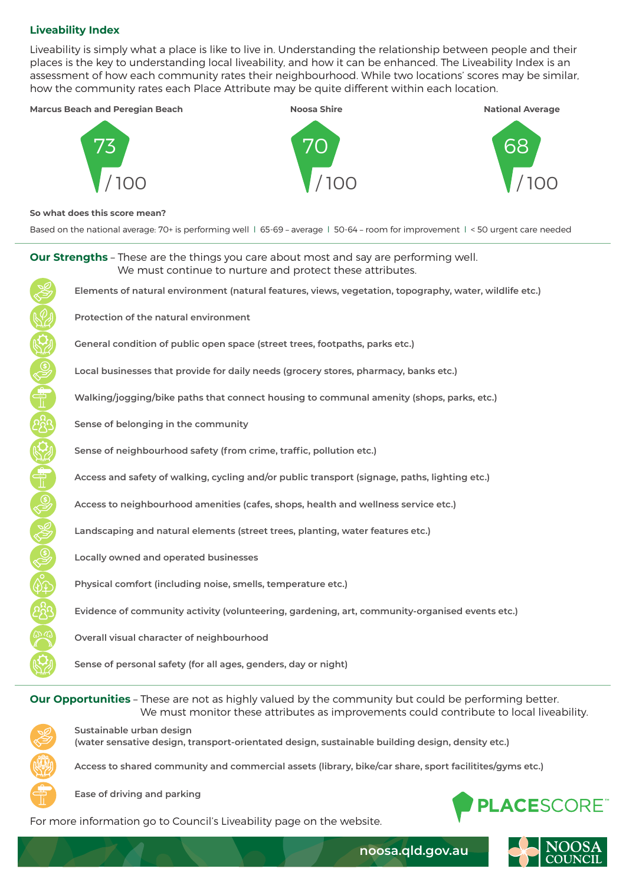## Liveability Index

Liveability is simply what a place is like to live in. Understanding the relationship between people and their places is the key to understanding local liveability, and how it can be enhanced. The Liveability Index is an assessment of how each community rates their neighbourhood. While two locations' scores may be similar, how the community rates each Place Attribute may be quite different within each location.

**Marcus Beach and Peregian Beach**

73 / 100

**Noosa Shire**

70 / 100

**National Average**

68 / 100

**So what does this score mean?**

Based on the national average: 70+ is performing well | 65-69 – average | 50-64 – room for improvement | < 50 urgent care needed

**Our Strengths** – These are the things you care about most and say are performing well. We must continue to nurture and protect these attributes.

- Elements of natural environment (natural features, views, vegetation, topography, water, wildlife etc.)
- Protection of the natural environment
- General condition of public open space (street trees, footpaths, parks etc.)
- Local businesses that provide for daily needs (grocery stores, pharmacy, banks etc.)
- Walking/jogging/bike paths that connect housing to communal amenity (shops, parks, etc.)
- Sense of belonging in the community
- Sense of neighbourhood safety (from crime, traffic, pollution etc.)
- Access and safety of walking, cycling and/or public transport (signage, paths, lighting etc.)
- Access to neighbourhood amenities (cafes, shops, health and wellness service etc.)
- Landscaping and natural elements (street trees, planting, water features etc.)
- Locally owned and operated businesses
- Physical comfort (including noise, smells, temperature etc.)
- Evidence of community activity (volunteering, gardening, art, community-organised events etc.)
- Overall visual character of neighbourhood
- Sense of personal safety (for all ages, genders, day or night)

**Our Opportunities** – These are not as highly valued by the community but could be performing better. We must monitor these attributes as improvements could contribute to local liveability.

- Sustainable urban design (water sensative design, transport-orientated design, sustainable building design, density etc.)
- Access to shared community and commercial assets (library, bike/car share, sport facilitites/gyms etc.)
- Ease of driving and parking

For more information go to Council's Liveability page on the website.

PLACESCORE™

noosa.qld.gov.au

NOOSA COUNCIL